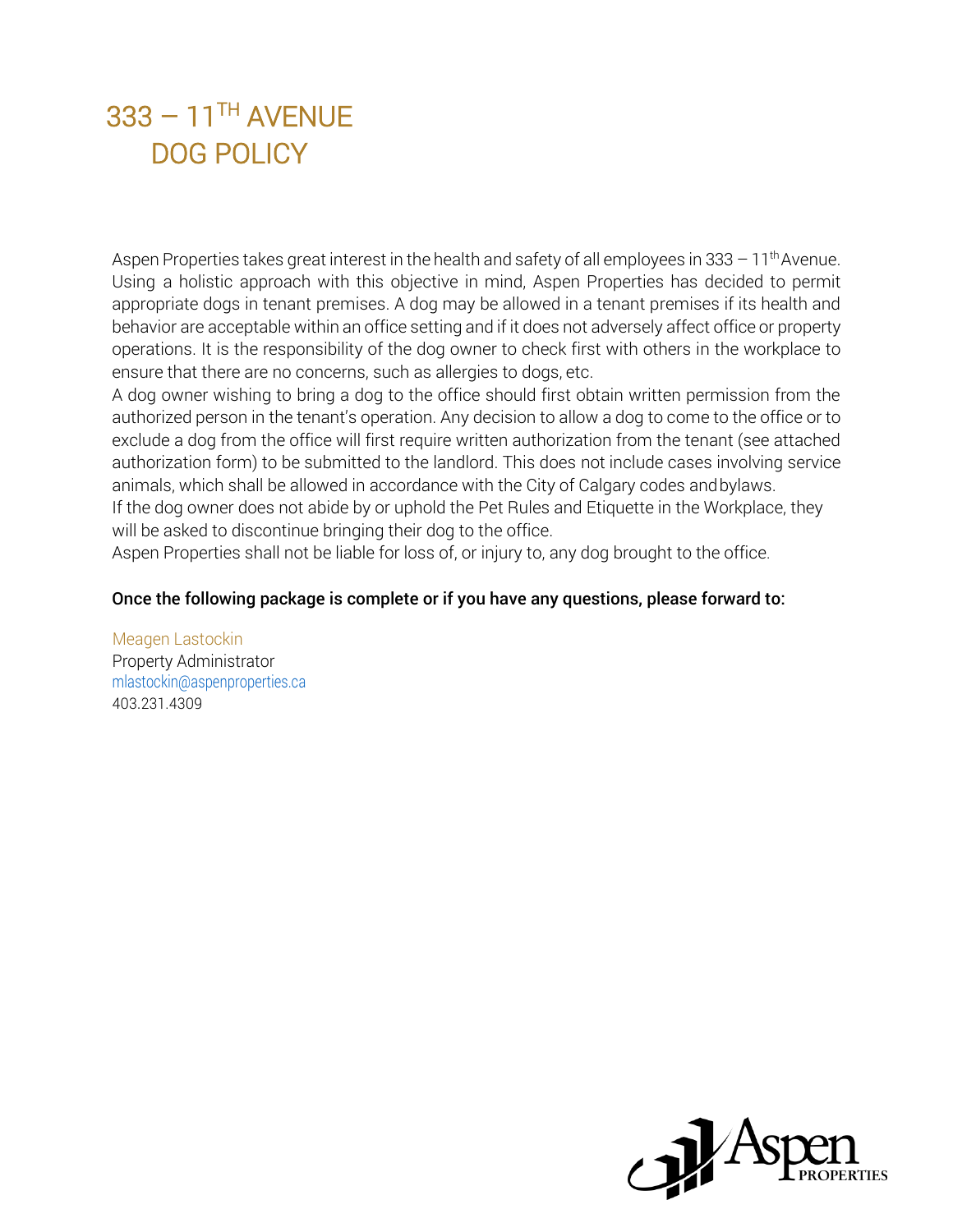# 333 – 11TH AVENUE DOG POLICY

Aspen Properties takes great interest in the health and safety of all employees in 333 – 11th Avenue. Using a holistic approach with this objective in mind, Aspen Properties has decided to permit appropriate dogs in tenant premises. A dog may be allowed in a tenant premises if its health and behavior are acceptable within an office setting and if it does not adversely affect office or property operations. It is the responsibility of the dog owner to check first with others in the workplace to ensure that there are no concerns, such as allergies to dogs, etc.

A dog owner wishing to bring a dog to the office should first obtain written permission from the authorized person in the tenant's operation. Any decision to allow a dog to come to the office or to exclude a dog from the office will first require written authorization from the tenant (see attached authorization form) to be submitted to the landlord. This does not include cases involving service animals, which shall be allowed in accordance with the City of Calgary codes and bylaws.

If the dog owner does not abide by or uphold the Pet Rules and Etiquette in the Workplace, they will be asked to discontinue bringing their dog to the office.

Aspen Properties shall not be liable for loss of, or injury to, any dog brought to the office.

**Once the following package is complete or if you have any questions, please forward to:**

Meagen Lastockin
Property Administrator
mlastockin@aspenproperties.ca
403.231.4309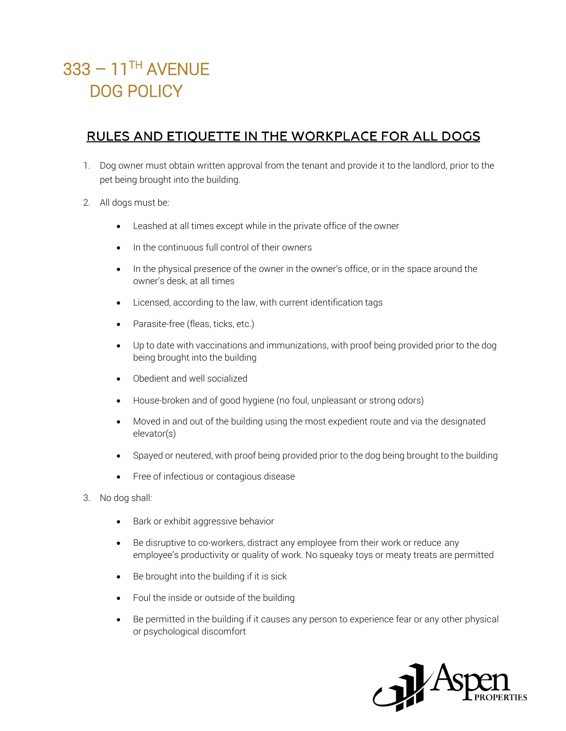# 333 – 11TH AVENUE DOG POLICY

## RULES AND ETIQUETTE IN THE WORKPLACE FOR ALL DOGS

1. Dog owner must obtain written approval from the tenant and provide it to the landlord, prior to the pet being brought into the building.

2. All dogs must be:

   - Leashed at all times except while in the private office of the owner
   - In the continuous full control of their owners
   - In the physical presence of the owner in the owner's office, or in the space around the owner's desk, at all times
   - Licensed, according to the law, with current identification tags
   - Parasite-free (fleas, ticks, etc.)
   - Up to date with vaccinations and immunizations, with proof being provided prior to the dog being brought into the building
   - Obedient and well socialized
   - House-broken and of good hygiene (no foul, unpleasant or strong odors)
   - Moved in and out of the building using the most expedient route and via the designated elevator(s)
   - Spayed or neutered, with proof being provided prior to the dog being brought to the building
   - Free of infectious or contagious disease

3. No dog shall:

   - Bark or exhibit aggressive behavior
   - Be disruptive to co-workers, distract any employee from their work or reduce any employee's productivity or quality of work. No squeaky toys or meaty treats are permitted
   - Be brought into the building if it is sick
   - Foul the inside or outside of the building
   - Be permitted in the building if it causes any person to experience fear or any other physical or psychological discomfort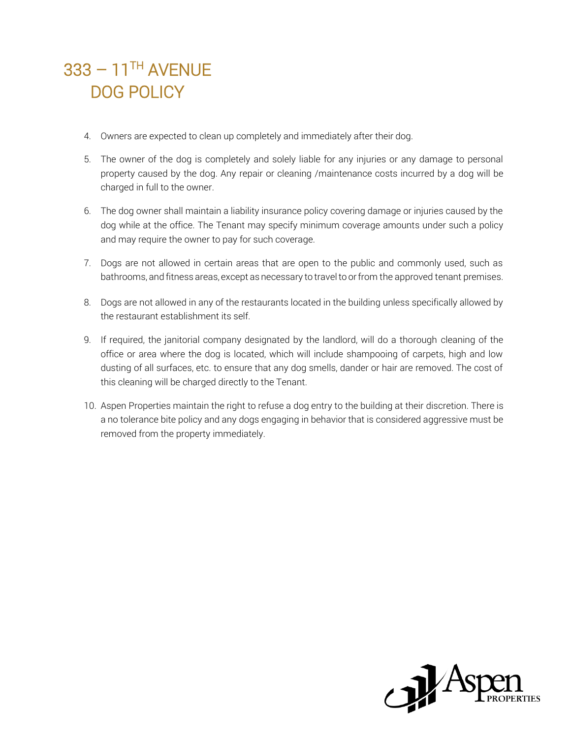4. Owners are expected to clean up completely and immediately after their dog.
5. The owner of the dog is completely and solely liable for any injuries or any damage to personal property caused by the dog. Any repair or cleaning /maintenance costs incurred by a dog will be charged in full to the owner.
6. The dog owner shall maintain a liability insurance policy covering damage or injuries caused by the dog while at the office. The Tenant may specify minimum coverage amounts under such a policy and may require the owner to pay for such coverage.
7. Dogs are not allowed in certain areas that are open to the public and commonly used, such as bathrooms, and fitness areas, except as necessary to travel to or from the approved tenant premises.
8. Dogs are not allowed in any of the restaurants located in the building unless specifically allowed by the restaurant establishment its self.
9. If required, the janitorial company designated by the landlord, will do a thorough cleaning of the office or area where the dog is located, which will include shampooing of carpets, high and low dusting of all surfaces, etc. to ensure that any dog smells, dander or hair are removed. The cost of this cleaning will be charged directly to the Tenant.
10. Aspen Properties maintain the right to refuse a dog entry to the building at their discretion. There is a no tolerance bite policy and any dogs engaging in behavior that is considered aggressive must be removed from the property immediately.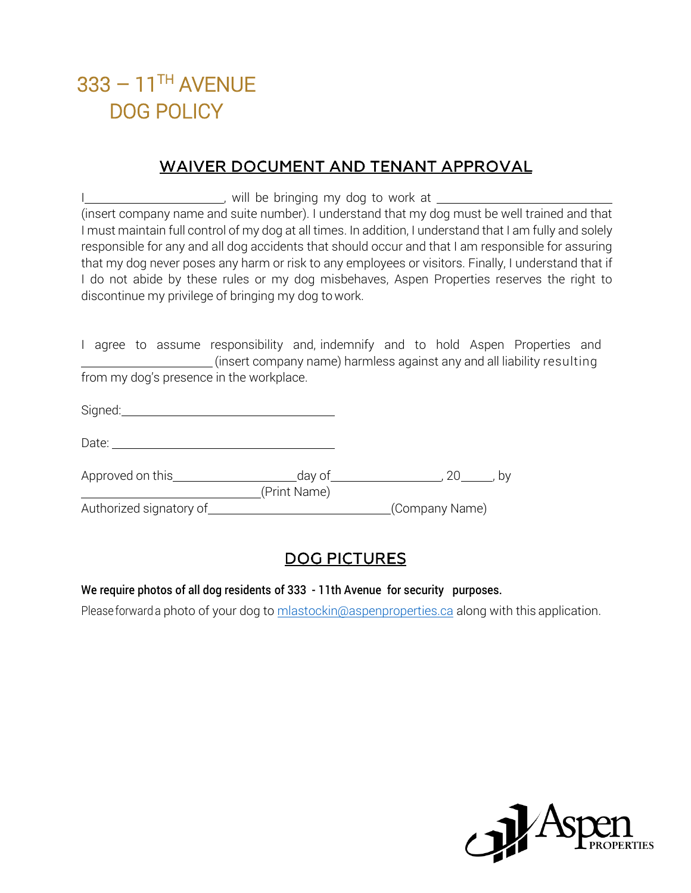# 333 – 11$^{TH}$ AVENUE DOG POLICY

## WAIVER DOCUMENT AND TENANT APPROVAL

I______________________, will be bringing my dog to work at ____________________________ (insert company name and suite number). I understand that my dog must be well trained and that I must maintain full control of my dog at all times. In addition, I understand that I am fully and solely responsible for any and all dog accidents that should occur and that I am responsible for assuring that my dog never poses any harm or risk to any employees or visitors. Finally, I understand that if I do not abide by these rules or my dog misbehaves, Aspen Properties reserves the right to discontinue my privilege of bringing my dog to work.

I agree to assume responsibility and, indemnify and to hold Aspen Properties and ____________________ (insert company name) harmless against any and all liability resulting from my dog's presence in the workplace.

Signed:_________________________________

Date: _________________________________

Approved on this__________________day of________________, 20_____, by

___________________________(Print Name)

Authorized signatory of____________________________(Company Name)

## DOG PICTURES

**We require photos of all dog residents of 333 - 11th Avenue for security purposes.**

Please forward a photo of your dog to mlastockin@aspenproperties.ca along with this application.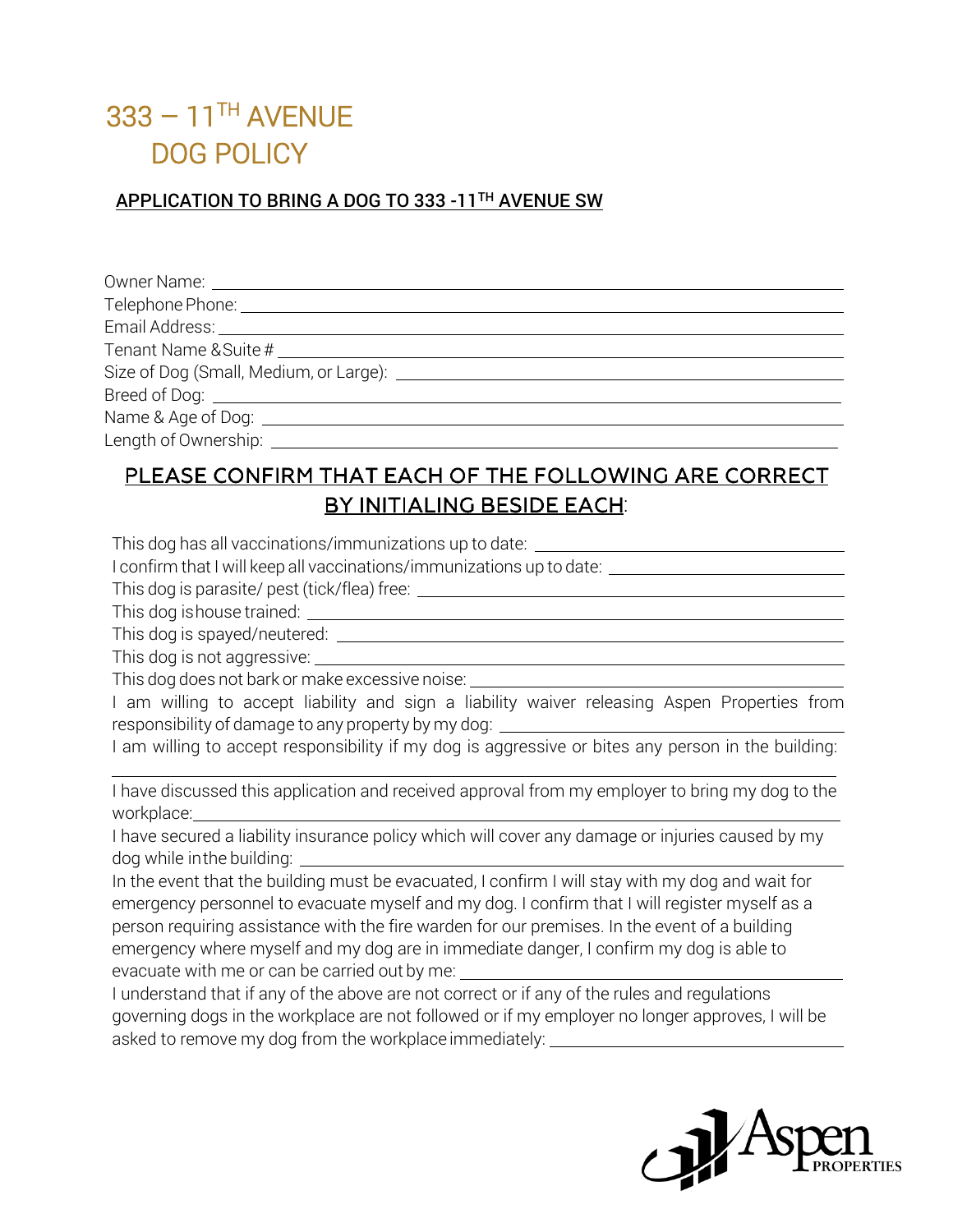# 333 – 11TH AVENUE DOG POLICY

## APPLICATION TO BRING A DOG TO 333 -11TH AVENUE SW

Owner Name: ______________________________

Telephone Phone: ______________________________

Email Address: ______________________________

Tenant Name & Suite # ______________________________

Size of Dog (Small, Medium, or Large): ______________________________

Breed of Dog: ______________________________

Name & Age of Dog: ______________________________

Length of Ownership: ______________________________

## PLEASE CONFIRM THAT EACH OF THE FOLLOWING ARE CORRECT BY INITIALING BESIDE EACH:

This dog has all vaccinations/immunizations up to date: ______________________________

I confirm that I will keep all vaccinations/immunizations up to date: ______________________________

This dog is parasite/ pest (tick/flea) free: ______________________________

This dog is house trained: ______________________________

This dog is spayed/neutered: ______________________________

This dog is not aggressive: ______________________________

This dog does not bark or make excessive noise: ______________________________

I am willing to accept liability and sign a liability waiver releasing Aspen Properties from responsibility of damage to any property by my dog: ______________________________

I am willing to accept responsibility if my dog is aggressive or bites any person in the building: ______________________________

I have discussed this application and received approval from my employer to bring my dog to the workplace: ______________________________

I have secured a liability insurance policy which will cover any damage or injuries caused by my dog while in the building: ______________________________

In the event that the building must be evacuated, I confirm I will stay with my dog and wait for emergency personnel to evacuate myself and my dog. I confirm that I will register myself as a person requiring assistance with the fire warden for our premises. In the event of a building emergency where myself and my dog are in immediate danger, I confirm my dog is able to evacuate with me or can be carried out by me: ______________________________

I understand that if any of the above are not correct or if any of the rules and regulations governing dogs in the workplace are not followed or if my employer no longer approves, I will be asked to remove my dog from the workplace immediately: ______________________________

Aspen PROPERTIES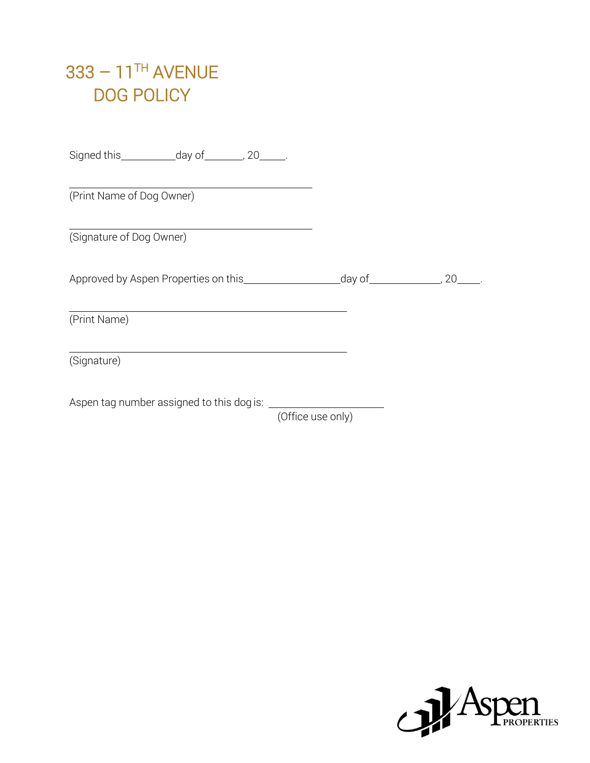# 333 – 11TH AVENUE DOG POLICY

Signed this__________day of_______, 20_____.

_______________________________________________
(Print Name of Dog Owner)

_______________________________________________
(Signature of Dog Owner)

Approved by Aspen Properties on this__________________day of_____________, 20____.

_______________________________________________
(Print Name)

_______________________________________________
(Signature)

Aspen tag number assigned to this dog is: ______________________
(Office use only)